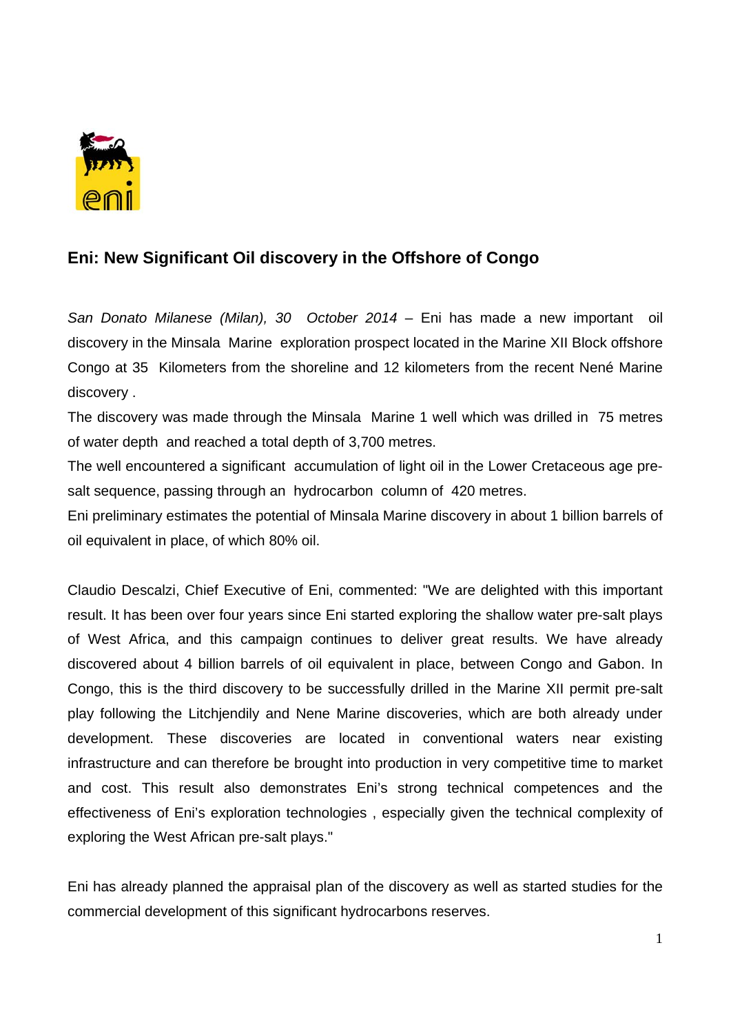## Eni: New Significant Oil discovery in the Offshore of Congo

*San Donato Milanese (Milan), 30 October 2014* – Eni has made a new important oil discovery in the Minsala Marine exploration prospect located in the Marine XII Block offshore Congo at 35 Kilometers from the shoreline and 12 kilometers from the recent Nené Marine discovery .

The discovery was made through the Minsala Marine 1 well which was drilled in 75 metres of water depth and reached a total depth of 3,700 metres.

The well encountered a significant accumulation of light oil in the Lower Cretaceous age pre-salt sequence, passing through an hydrocarbon column of 420 metres.

Eni preliminary estimates the potential of Minsala Marine discovery in about 1 billion barrels of oil equivalent in place, of which 80% oil.

Claudio Descalzi, Chief Executive of Eni, commented: "We are delighted with this important result. It has been over four years since Eni started exploring the shallow water pre-salt plays of West Africa, and this campaign continues to deliver great results. We have already discovered about 4 billion barrels of oil equivalent in place, between Congo and Gabon. In Congo, this is the third discovery to be successfully drilled in the Marine XII permit pre-salt play following the Litchjendily and Nene Marine discoveries, which are both already under development. These discoveries are located in conventional waters near existing infrastructure and can therefore be brought into production in very competitive time to market and cost. This result also demonstrates Eni's strong technical competences and the effectiveness of Eni's exploration technologies , especially given the technical complexity of exploring the West African pre-salt plays."

Eni has already planned the appraisal plan of the discovery as well as started studies for the commercial development of this significant hydrocarbons reserves.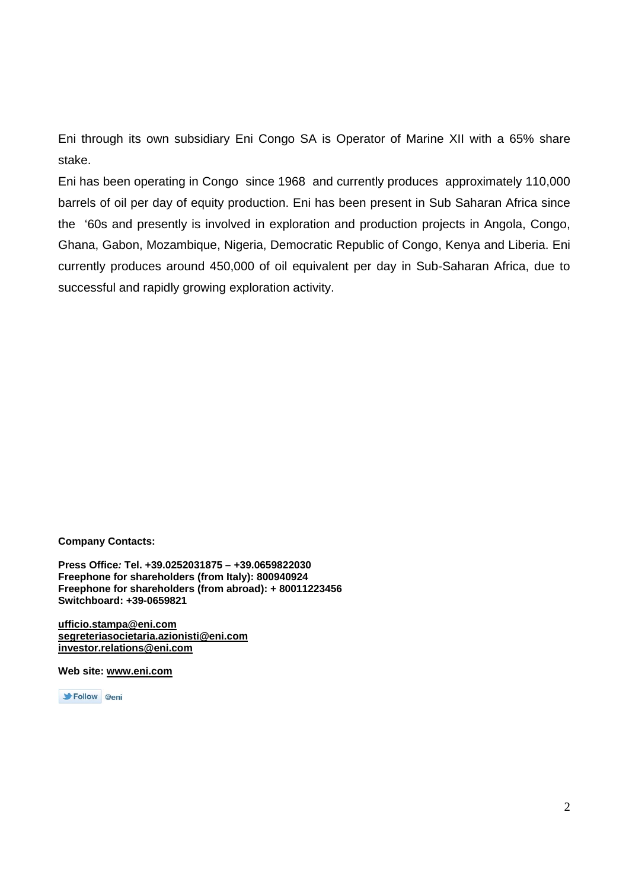Eni through its own subsidiary Eni Congo SA is Operator of Marine XII with a 65% share stake.

Eni has been operating in Congo since 1968 and currently produces approximately 110,000 barrels of oil per day of equity production. Eni has been present in Sub Saharan Africa since the '60s and presently is involved in exploration and production projects in Angola, Congo, Ghana, Gabon, Mozambique, Nigeria, Democratic Republic of Congo, Kenya and Liberia. Eni currently produces around 450,000 of oil equivalent per day in Sub-Saharan Africa, due to successful and rapidly growing exploration activity.

**Company Contacts:**

**Press Office: Tel. +39.0252031875 – +39.0659822030**
**Freephone for shareholders (from Italy): 800940924**
**Freephone for shareholders (from abroad): + 80011223456**
**Switchboard: +39-0659821**

**ufficio.stampa@eni.com**
**segreteriasocietaria.azionisti@eni.com**
**investor.relations@eni.com**

**Web site: www.eni.com**

Follow @eni